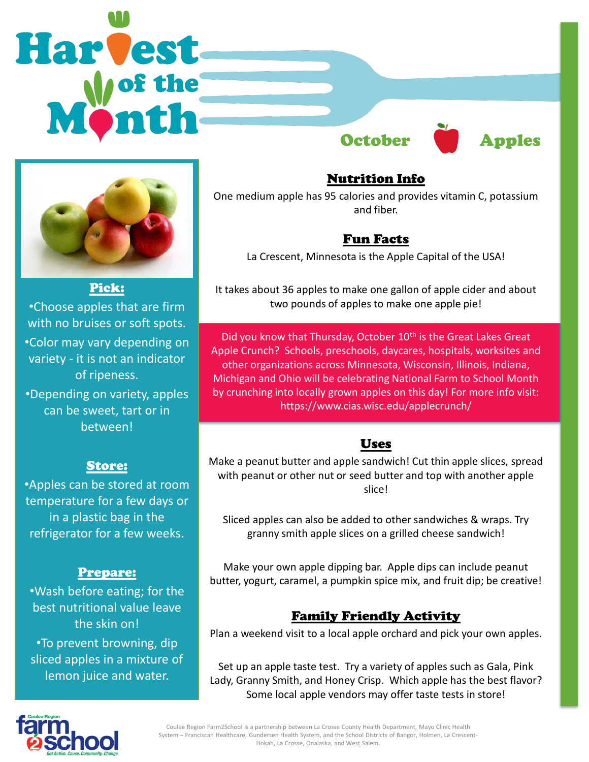# Harvest of the Month

## October — Apples

### Pick:

- Choose apples that are firm with no bruises or soft spots.
- Color may vary depending on variety - it is not an indicator of ripeness.
- Depending on variety, apples can be sweet, tart or in between!

### Store:

- Apples can be stored at room temperature for a few days or in a plastic bag in the refrigerator for a few weeks.

### Prepare:

- Wash before eating; for the best nutritional value leave the skin on!
- To prevent browning, dip sliced apples in a mixture of lemon juice and water.

### Nutrition Info

One medium apple has 95 calories and provides vitamin C, potassium and fiber.

### Fun Facts

La Crescent, Minnesota is the Apple Capital of the USA!

It takes about 36 apples to make one gallon of apple cider and about two pounds of apples to make one apple pie!

Did you know that Thursday, October 10th is the Great Lakes Great Apple Crunch? Schools, preschools, daycares, hospitals, worksites and other organizations across Minnesota, Wisconsin, Illinois, Indiana, Michigan and Ohio will be celebrating National Farm to School Month by crunching into locally grown apples on this day! For more info visit: https://www.cias.wisc.edu/applecrunch/

### Uses

Make a peanut butter and apple sandwich! Cut thin apple slices, spread with peanut or other nut or seed butter and top with another apple slice!

Sliced apples can also be added to other sandwiches & wraps. Try granny smith apple slices on a grilled cheese sandwich!

Make your own apple dipping bar. Apple dips can include peanut butter, yogurt, caramel, a pumpkin spice mix, and fruit dip; be creative!

### Family Friendly Activity

Plan a weekend visit to a local apple orchard and pick your own apples.

Set up an apple taste test. Try a variety of apples such as Gala, Pink Lady, Granny Smith, and Honey Crisp. Which apple has the best flavor? Some local apple vendors may offer taste tests in store!

Coulee Region farm2school — Get Active. Cause. Community. Change.

Coulee Region Farm2School is a partnership between La Crosse County Health Department, Mayo Clinic Health System – Franciscan Healthcare, Gundersen Health System, and the School Districts of Bangor, Holmen, La Crescent-Hokah, La Crosse, Onalaska, and West Salem.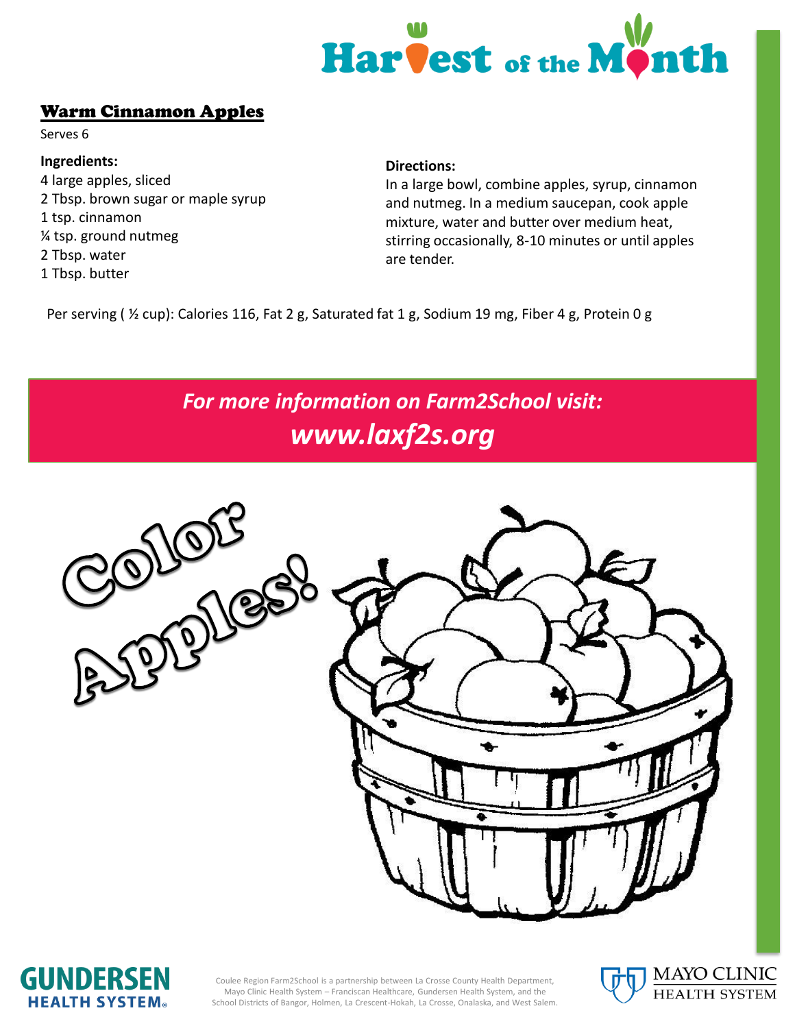# Harvest of the Month

## Warm Cinnamon Apples

Serves 6

**Ingredients:**

4 large apples, sliced
2 Tbsp. brown sugar or maple syrup
1 tsp. cinnamon
¼ tsp. ground nutmeg
2 Tbsp. water
1 Tbsp. butter

**Directions:**

In a large bowl, combine apples, syrup, cinnamon and nutmeg. In a medium saucepan, cook apple mixture, water and butter over medium heat, stirring occasionally, 8-10 minutes or until apples are tender.

Per serving ( ½ cup): Calories 116, Fat 2 g, Saturated fat 1 g, Sodium 19 mg, Fiber 4 g, Protein 0 g

*For more information on Farm2School visit:*
***www.laxf2s.org***

Color Apples!

GUNDERSEN HEALTH SYSTEM

Coulee Region Farm2School is a partnership between La Crosse County Health Department, Mayo Clinic Health System – Franciscan Healthcare, Gundersen Health System, and the School Districts of Bangor, Holmen, La Crescent-Hokah, La Crosse, Onalaska, and West Salem.

MAYO CLINIC HEALTH SYSTEM